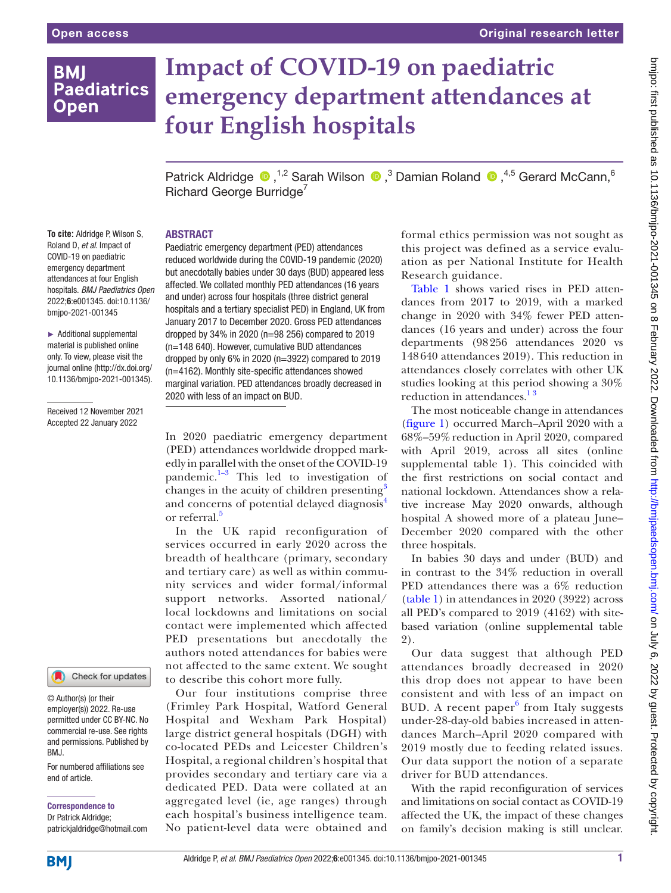Open access

Original research letter

# Impact of COVID-19 on paediatric emergency department attendances at four English hospitals

Patrick Aldridge [1,2] Sarah Wilson [3] Damian Roland [4,5] Gerard McCann [6] Richard George Burridge [7]

**To cite:** Aldridge P, Wilson S, Roland D, *et al*. Impact of COVID-19 on paediatric emergency department attendances at four English hospitals. *BMJ Paediatrics Open* 2022;**6**:e001345. doi:10.1136/bmjpo-2021-001345

► Additional supplemental material is published online only. To view, please visit the journal online (http://dx.doi.org/10.1136/bmjpo-2021-001345).

Received 12 November 2021
Accepted 22 January 2022

© Author(s) (or their employer(s)) 2022. Re-use permitted under CC BY-NC. No commercial re-use. See rights and permissions. Published by BMJ.

For numbered affiliations see end of article.

**Correspondence to**
Dr Patrick Aldridge; patrickjaldridge@hotmail.com

## ABSTRACT

Paediatric emergency department (PED) attendances reduced worldwide during the COVID-19 pandemic (2020) but anecdotally babies under 30 days (BUD) appeared less affected. We collated monthly PED attendances (16 years and under) across four hospitals (three district general hospitals and a tertiary specialist PED) in England, UK from January 2017 to December 2020. Gross PED attendances dropped by 34% in 2020 (n=98 256) compared to 2019 (n=148 640). However, cumulative BUD attendances dropped by only 6% in 2020 (n=3922) compared to 2019 (n=4162). Monthly site-specific attendances showed marginal variation. PED attendances broadly decreased in 2020 with less of an impact on BUD.

In 2020 paediatric emergency department (PED) attendances worldwide dropped markedly in parallel with the onset of the COVID-19 pandemic.[1–3] This led to investigation of changes in the acuity of children presenting[3] and concerns of potential delayed diagnosis[4] or referral.[5]

In the UK rapid reconfiguration of services occurred in early 2020 across the breadth of healthcare (primary, secondary and tertiary care) as well as within community services and wider formal/informal support networks. Assorted national/local lockdowns and limitations on social contact were implemented which affected PED presentations but anecdotally the authors noted attendances for babies were not affected to the same extent. We sought to describe this cohort more fully.

Our four institutions comprise three (Frimley Park Hospital, Watford General Hospital and Wexham Park Hospital) large district general hospitals (DGH) with co-located PEDs and Leicester Children's Hospital, a regional children's hospital that provides secondary and tertiary care via a dedicated PED. Data were collated at an aggregated level (ie, age ranges) through each hospital's business intelligence team. No patient-level data were obtained and formal ethics permission was not sought as this project was defined as a service evaluation as per National Institute for Health Research guidance.

Table 1 shows varied rises in PED attendances from 2017 to 2019, with a marked change in 2020 with 34% fewer PED attendances (16 years and under) across the four departments (98 256 attendances 2020 vs 148 640 attendances 2019). This reduction in attendances closely correlates with other UK studies looking at this period showing a 30% reduction in attendances.[1 3]

The most noticeable change in attendances (figure 1) occurred March–April 2020 with a 68%–59% reduction in April 2020, compared with April 2019, across all sites (online supplemental table 1). This coincided with the first restrictions on social contact and national lockdown. Attendances show a relative increase May 2020 onwards, although hospital A showed more of a plateau June–December 2020 compared with the other three hospitals.

In babies 30 days and under (BUD) and in contrast to the 34% reduction in overall PED attendances there was a 6% reduction (table 1) in attendances in 2020 (3922) across all PED's compared to 2019 (4162) with site-based variation (online supplemental table 2).

Our data suggest that although PED attendances broadly decreased in 2020 this drop does not appear to have been consistent and with less of an impact on BUD. A recent paper[6] from Italy suggests under-28-day-old babies increased in attendances March–April 2020 compared with 2019 mostly due to feeding related issues. Our data support the notion of a separate driver for BUD attendances.

With the rapid reconfiguration of services and limitations on social contact as COVID-19 affected the UK, the impact of these changes on family's decision making is still unclear.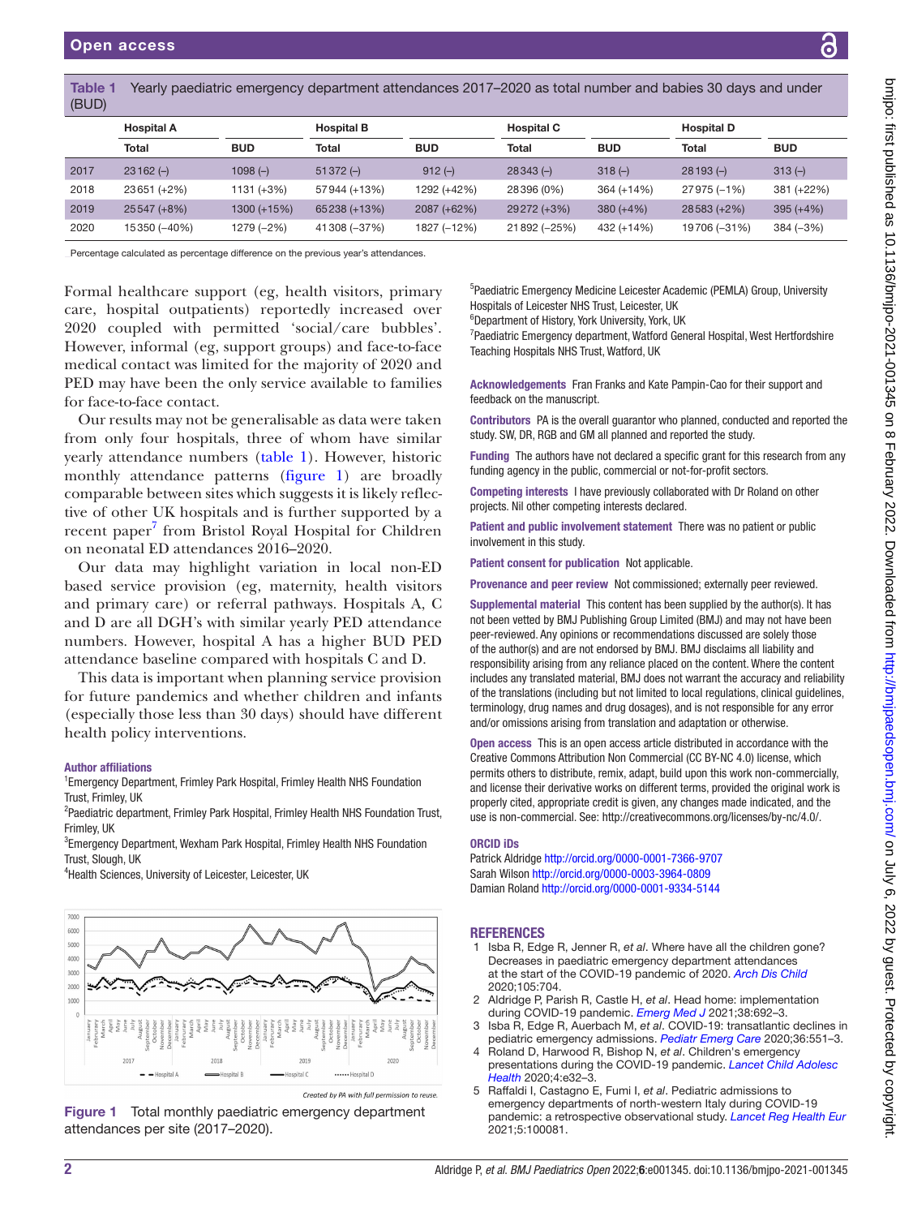**Table 1** Yearly paediatric emergency department attendances 2017–2020 as total number and babies 30 days and under (BUD)

| | Hospital A | | Hospital B | | Hospital C | | Hospital D | |
|---|---|---|---|---|---|---|---|---|
| | Total | BUD | Total | BUD | Total | BUD | Total | BUD |
| 2017 | 23162 (–) | 1098 (–) | 51372 (–) | 912 (–) | 28343 (–) | 318 (–) | 28193 (–) | 313 (–) |
| 2018 | 23651 (+2%) | 1131 (+3%) | 57944 (+13%) | 1292 (+42%) | 28396 (0%) | 364 (+14%) | 27975 (−1%) | 381 (+22%) |
| 2019 | 25547 (+8%) | 1300 (+15%) | 65238 (+13%) | 2087 (+62%) | 29272 (+3%) | 380 (+4%) | 28583 (+2%) | 395 (+4%) |
| 2020 | 15350 (−40%) | 1279 (−2%) | 41308 (−37%) | 1827 (−12%) | 21892 (−25%) | 432 (+14%) | 19706 (−31%) | 384 (−3%) |

Percentage calculated as percentage difference on the previous year's attendances.

Formal healthcare support (eg, health visitors, primary care, hospital outpatients) reportedly increased over 2020 coupled with permitted 'social/care bubbles'. However, informal (eg, support groups) and face-to-face medical contact was limited for the majority of 2020 and PED may have been the only service available to families for face-to-face contact.

Our results may not be generalisable as data were taken from only four hospitals, three of whom have similar yearly attendance numbers (table 1). However, historic monthly attendance patterns (figure 1) are broadly comparable between sites which suggests it is likely reflective of other UK hospitals and is further supported by a recent paper[7] from Bristol Royal Hospital for Children on neonatal ED attendances 2016–2020.

Our data may highlight variation in local non-ED based service provision (eg, maternity, health visitors and primary care) or referral pathways. Hospitals A, C and D are all DGH's with similar yearly PED attendance numbers. However, hospital A has a higher BUD PED attendance baseline compared with hospitals C and D.

This data is important when planning service provision for future pandemics and whether children and infants (especially those less than 30 days) should have different health policy interventions.

**Author affiliations**

[1]Emergency Department, Frimley Park Hospital, Frimley Health NHS Foundation Trust, Frimley, UK
[2]Paediatric department, Frimley Park Hospital, Frimley Health NHS Foundation Trust, Frimley, UK
[3]Emergency Department, Wexham Park Hospital, Frimley Health NHS Foundation Trust, Slough, UK
[4]Health Sciences, University of Leicester, Leicester, UK
[5]Paediatric Emergency Medicine Leicester Academic (PEMLA) Group, University Hospitals of Leicester NHS Trust, Leicester, UK
[6]Department of History, York University, York, UK
[7]Paediatric Emergency department, Watford General Hospital, West Hertfordshire Teaching Hospitals NHS Trust, Watford, UK

*Created by PA with full permission to reuse.*

**Figure 1** Total monthly paediatric emergency department attendances per site (2017–2020).

**Acknowledgements** Fran Franks and Kate Pampin-Cao for their support and feedback on the manuscript.

**Contributors** PA is the overall guarantor who planned, conducted and reported the study. SW, DR, RGB and GM all planned and reported the study.

**Funding** The authors have not declared a specific grant for this research from any funding agency in the public, commercial or not-for-profit sectors.

**Competing interests** I have previously collaborated with Dr Roland on other projects. Nil other competing interests declared.

**Patient and public involvement statement** There was no patient or public involvement in this study.

**Patient consent for publication** Not applicable.

**Provenance and peer review** Not commissioned; externally peer reviewed.

**Supplemental material** This content has been supplied by the author(s). It has not been vetted by BMJ Publishing Group Limited (BMJ) and may not have been peer-reviewed. Any opinions or recommendations discussed are solely those of the author(s) and are not endorsed by BMJ. BMJ disclaims all liability and responsibility arising from any reliance placed on the content. Where the content includes any translated material, BMJ does not warrant the accuracy and reliability of the translations (including but not limited to local regulations, clinical guidelines, terminology, drug names and drug dosages), and is not responsible for any error and/or omissions arising from translation and adaptation or otherwise.

**Open access** This is an open access article distributed in accordance with the Creative Commons Attribution Non Commercial (CC BY-NC 4.0) license, which permits others to distribute, remix, adapt, build upon this work non-commercially, and license their derivative works on different terms, provided the original work is properly cited, appropriate credit is given, any changes made indicated, and the use is non-commercial. See: http://creativecommons.org/licenses/by-nc/4.0/.

**ORCID iDs**

Patrick Aldridge http://orcid.org/0000-0001-7366-9707
Sarah Wilson http://orcid.org/0000-0003-3964-0809
Damian Roland http://orcid.org/0000-0001-9334-5144

## REFERENCES

1. Isba R, Edge R, Jenner R, *et al*. Where have all the children gone? Decreases in paediatric emergency department attendances at the start of the COVID-19 pandemic of 2020. *Arch Dis Child* 2020;105:704.
2. Aldridge P, Parish R, Castle H, *et al*. Head home: implementation during COVID-19 pandemic. *Emerg Med J* 2021;38:692–3.
3. Isba R, Edge R, Auerbach M, *et al*. COVID-19: transatlantic declines in pediatric emergency admissions. *Pediatr Emerg Care* 2020;36:551–3.
4. Roland D, Harwood R, Bishop N, *et al*. Children's emergency presentations during the COVID-19 pandemic. *Lancet Child Adolesc Health* 2020;4:e32–3.
5. Raffaldi I, Castagno E, Fumi I, *et al*. Pediatric admissions to emergency departments of north-western Italy during COVID-19 pandemic: a retrospective observational study. *Lancet Reg Health Eur* 2021;5:100081.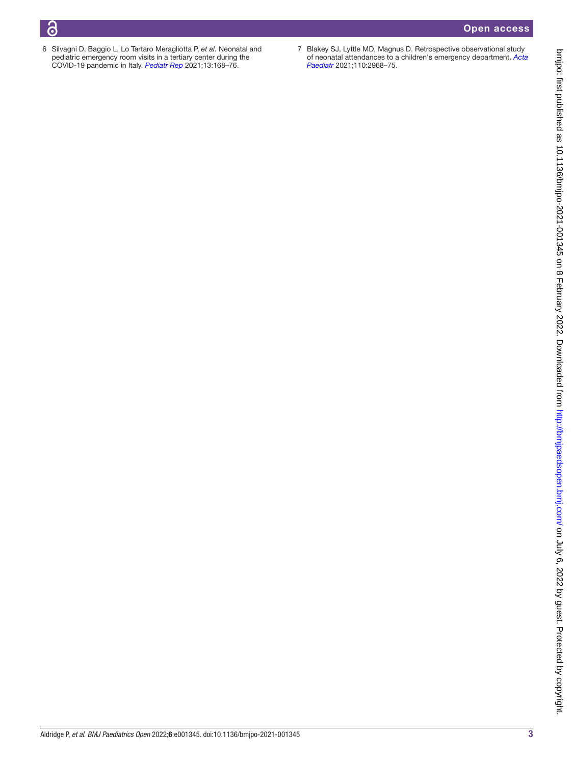6 Silvagni D, Baggio L, Lo Tartaro Meragliotta P, *et al*. Neonatal and pediatric emergency room visits in a tertiary center during the COVID-19 pandemic in Italy. *Pediatr Rep* 2021;13:168–76.

7 Blakey SJ, Lyttle MD, Magnus D. Retrospective observational study of neonatal attendances to a children's emergency department. *Acta Paediatr* 2021;110:2968–75.